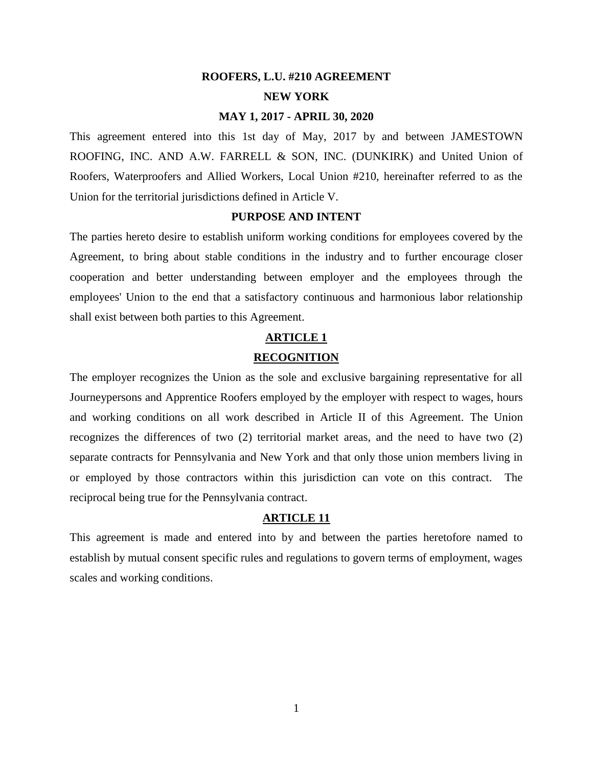# ROOFERS, L.U. #210 AGREEMENT

## NEW YORK

## MAY 1, 2017 - APRIL 30, 2020

This agreement entered into this 1st day of May, 2017 by and between JAMESTOWN ROOFING, INC. AND A.W. FARRELL & SON, INC. (DUNKIRK) and United Union of Roofers, Waterproofers and Allied Workers, Local Union #210, hereinafter referred to as the Union for the territorial jurisdictions defined in Article V.

## PURPOSE AND INTENT

The parties hereto desire to establish uniform working conditions for employees covered by the Agreement, to bring about stable conditions in the industry and to further encourage closer cooperation and better understanding between employer and the employees through the employees' Union to the end that a satisfactory continuous and harmonious labor relationship shall exist between both parties to this Agreement.

## ARTICLE 1

## RECOGNITION

The employer recognizes the Union as the sole and exclusive bargaining representative for all Journeypersons and Apprentice Roofers employed by the employer with respect to wages, hours and working conditions on all work described in Article II of this Agreement. The Union recognizes the differences of two (2) territorial market areas, and the need to have two (2) separate contracts for Pennsylvania and New York and that only those union members living in or employed by those contractors within this jurisdiction can vote on this contract. The reciprocal being true for the Pennsylvania contract.

## ARTICLE 11

This agreement is made and entered into by and between the parties heretofore named to establish by mutual consent specific rules and regulations to govern terms of employment, wages scales and working conditions.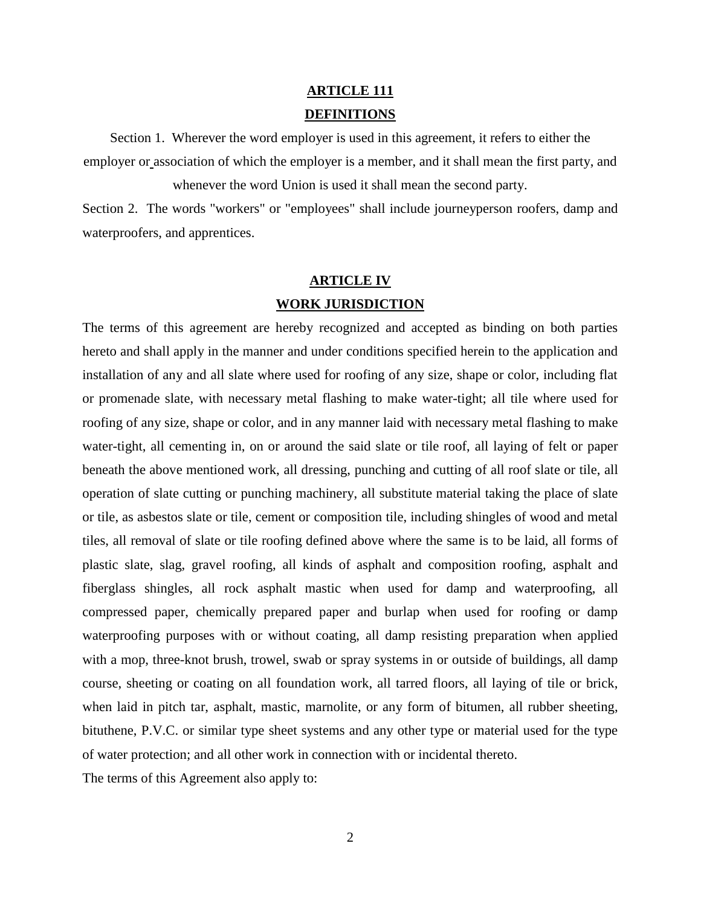## ARTICLE 111

## DEFINITIONS

Section 1. Wherever the word employer is used in this agreement, it refers to either the employer or association of which the employer is a member, and it shall mean the first party, and whenever the word Union is used it shall mean the second party.

Section 2. The words "workers" or "employees" shall include journeyperson roofers, damp and waterproofers, and apprentices.

## ARTICLE IV

## WORK JURISDICTION

The terms of this agreement are hereby recognized and accepted as binding on both parties hereto and shall apply in the manner and under conditions specified herein to the application and installation of any and all slate where used for roofing of any size, shape or color, including flat or promenade slate, with necessary metal flashing to make water-tight; all tile where used for roofing of any size, shape or color, and in any manner laid with necessary metal flashing to make water-tight, all cementing in, on or around the said slate or tile roof, all laying of felt or paper beneath the above mentioned work, all dressing, punching and cutting of all roof slate or tile, all operation of slate cutting or punching machinery, all substitute material taking the place of slate or tile, as asbestos slate or tile, cement or composition tile, including shingles of wood and metal tiles, all removal of slate or tile roofing defined above where the same is to be laid, all forms of plastic slate, slag, gravel roofing, all kinds of asphalt and composition roofing, asphalt and fiberglass shingles, all rock asphalt mastic when used for damp and waterproofing, all compressed paper, chemically prepared paper and burlap when used for roofing or damp waterproofing purposes with or without coating, all damp resisting preparation when applied with a mop, three-knot brush, trowel, swab or spray systems in or outside of buildings, all damp course, sheeting or coating on all foundation work, all tarred floors, all laying of tile or brick, when laid in pitch tar, asphalt, mastic, marnolite, or any form of bitumen, all rubber sheeting, bituthene, P.V.C. or similar type sheet systems and any other type or material used for the type of water protection; and all other work in connection with or incidental thereto.

The terms of this Agreement also apply to: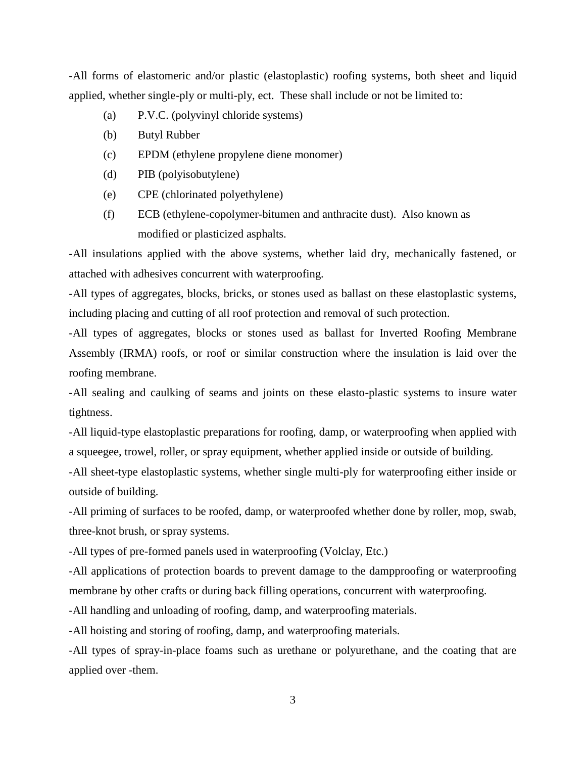-All forms of elastomeric and/or plastic (elastoplastic) roofing systems, both sheet and liquid applied, whether single-ply or multi-ply, ect. These shall include or not be limited to:

(a) P.V.C. (polyvinyl chloride systems)

(b) Butyl Rubber

(c) EPDM (ethylene propylene diene monomer)

(d) PIB (polyisobutylene)

(e) CPE (chlorinated polyethylene)

(f) ECB (ethylene-copolymer-bitumen and anthracite dust). Also known as modified or plasticized asphalts.

-All insulations applied with the above systems, whether laid dry, mechanically fastened, or attached with adhesives concurrent with waterproofing.

-All types of aggregates, blocks, bricks, or stones used as ballast on these elastoplastic systems, including placing and cutting of all roof protection and removal of such protection.

-All types of aggregates, blocks or stones used as ballast for Inverted Roofing Membrane Assembly (IRMA) roofs, or roof or similar construction where the insulation is laid over the roofing membrane.

-All sealing and caulking of seams and joints on these elasto-plastic systems to insure water tightness.

-All liquid-type elastoplastic preparations for roofing, damp, or waterproofing when applied with a squeegee, trowel, roller, or spray equipment, whether applied inside or outside of building.

-All sheet-type elastoplastic systems, whether single multi-ply for waterproofing either inside or outside of building.

-All priming of surfaces to be roofed, damp, or waterproofed whether done by roller, mop, swab, three-knot brush, or spray systems.

-All types of pre-formed panels used in waterproofing (Volclay, Etc.)

-All applications of protection boards to prevent damage to the dampproofing or waterproofing membrane by other crafts or during back filling operations, concurrent with waterproofing.

-All handling and unloading of roofing, damp, and waterproofing materials.

-All hoisting and storing of roofing, damp, and waterproofing materials.

-All types of spray-in-place foams such as urethane or polyurethane, and the coating that are applied over -them.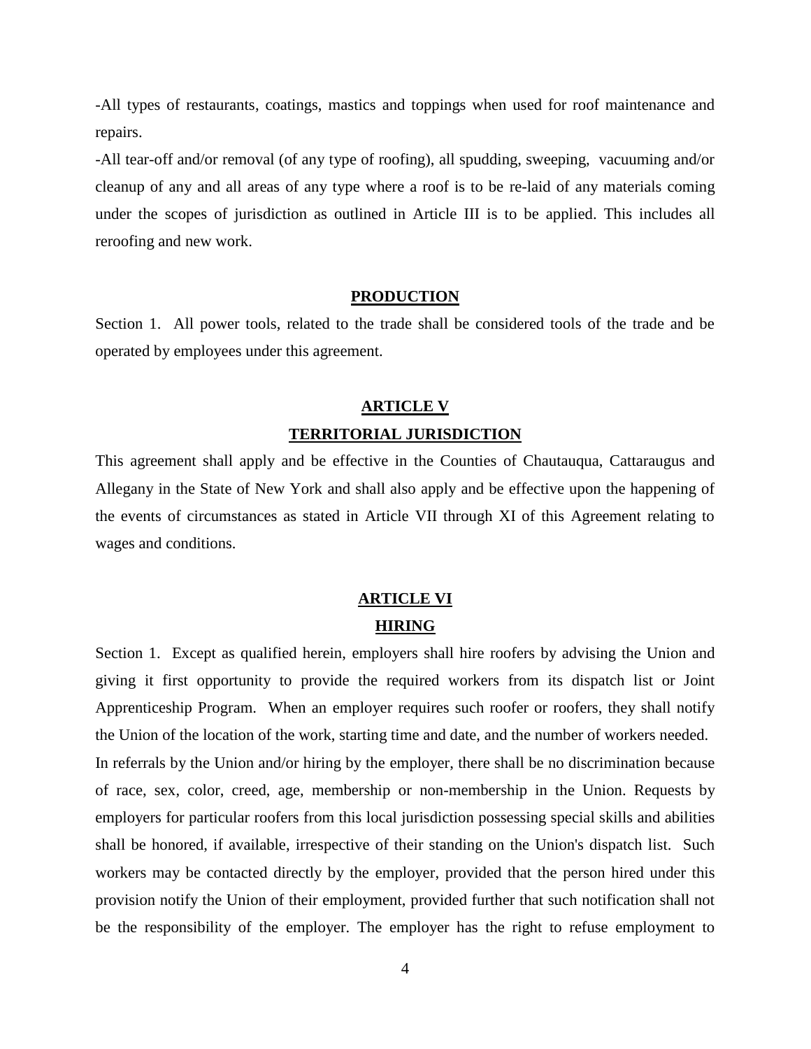-All types of restaurants, coatings, mastics and toppings when used for roof maintenance and repairs.

-All tear-off and/or removal (of any type of roofing), all spudding, sweeping, vacuuming and/or cleanup of any and all areas of any type where a roof is to be re-laid of any materials coming under the scopes of jurisdiction as outlined in Article III is to be applied. This includes all reroofing and new work.

## PRODUCTION

Section 1. All power tools, related to the trade shall be considered tools of the trade and be operated by employees under this agreement.

## ARTICLE V

## TERRITORIAL JURISDICTION

This agreement shall apply and be effective in the Counties of Chautauqua, Cattaraugus and Allegany in the State of New York and shall also apply and be effective upon the happening of the events of circumstances as stated in Article VII through XI of this Agreement relating to wages and conditions.

## ARTICLE VI

## HIRING

Section 1. Except as qualified herein, employers shall hire roofers by advising the Union and giving it first opportunity to provide the required workers from its dispatch list or Joint Apprenticeship Program. When an employer requires such roofer or roofers, they shall notify the Union of the location of the work, starting time and date, and the number of workers needed. In referrals by the Union and/or hiring by the employer, there shall be no discrimination because of race, sex, color, creed, age, membership or non-membership in the Union. Requests by employers for particular roofers from this local jurisdiction possessing special skills and abilities shall be honored, if available, irrespective of their standing on the Union's dispatch list. Such workers may be contacted directly by the employer, provided that the person hired under this provision notify the Union of their employment, provided further that such notification shall not be the responsibility of the employer. The employer has the right to refuse employment to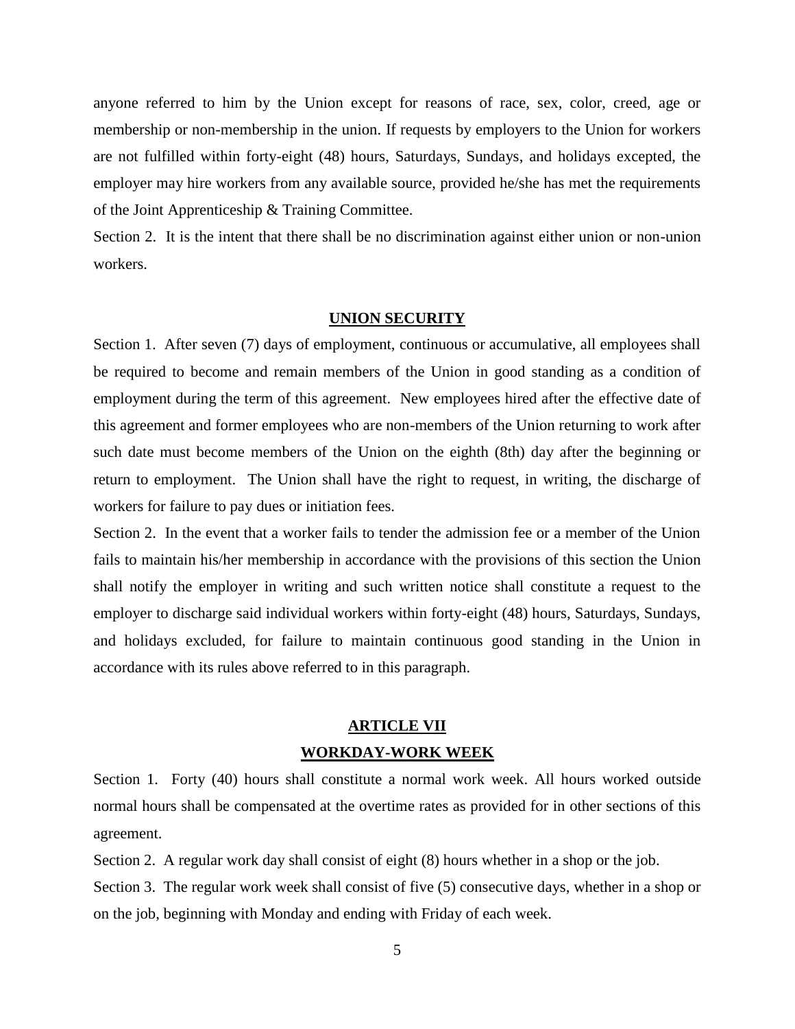anyone referred to him by the Union except for reasons of race, sex, color, creed, age or membership or non-membership in the union. If requests by employers to the Union for workers are not fulfilled within forty-eight (48) hours, Saturdays, Sundays, and holidays excepted, the employer may hire workers from any available source, provided he/she has met the requirements of the Joint Apprenticeship & Training Committee.

Section 2. It is the intent that there shall be no discrimination against either union or non-union workers.

## UNION SECURITY

Section 1. After seven (7) days of employment, continuous or accumulative, all employees shall be required to become and remain members of the Union in good standing as a condition of employment during the term of this agreement. New employees hired after the effective date of this agreement and former employees who are non-members of the Union returning to work after such date must become members of the Union on the eighth (8th) day after the beginning or return to employment. The Union shall have the right to request, in writing, the discharge of workers for failure to pay dues or initiation fees.

Section 2. In the event that a worker fails to tender the admission fee or a member of the Union fails to maintain his/her membership in accordance with the provisions of this section the Union shall notify the employer in writing and such written notice shall constitute a request to the employer to discharge said individual workers within forty-eight (48) hours, Saturdays, Sundays, and holidays excluded, for failure to maintain continuous good standing in the Union in accordance with its rules above referred to in this paragraph.

## ARTICLE VII
## WORKDAY-WORK WEEK

Section 1. Forty (40) hours shall constitute a normal work week. All hours worked outside normal hours shall be compensated at the overtime rates as provided for in other sections of this agreement.

Section 2. A regular work day shall consist of eight (8) hours whether in a shop or the job.

Section 3. The regular work week shall consist of five (5) consecutive days, whether in a shop or on the job, beginning with Monday and ending with Friday of each week.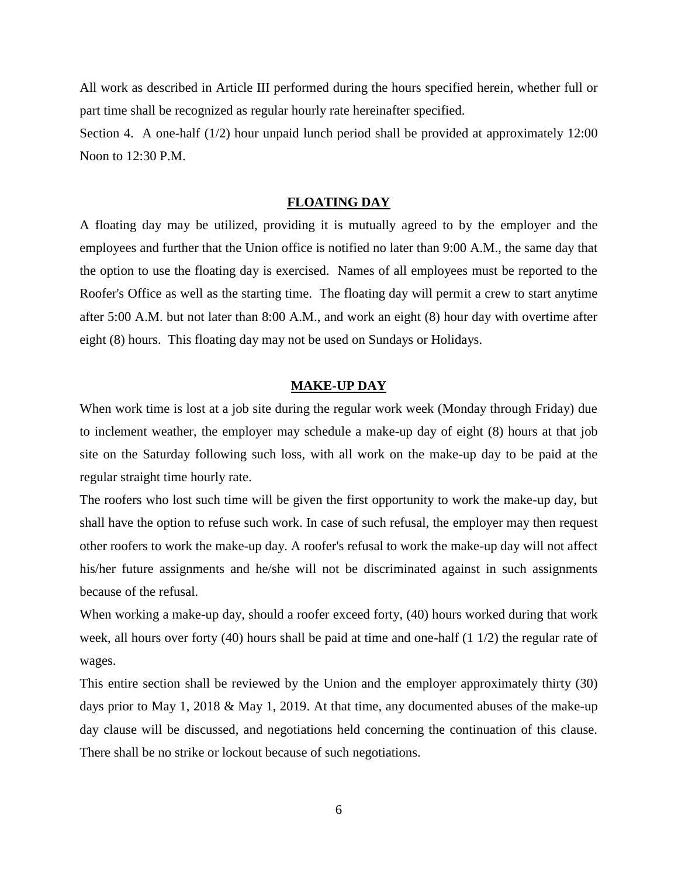All work as described in Article III performed during the hours specified herein, whether full or part time shall be recognized as regular hourly rate hereinafter specified.

Section 4. A one-half (1/2) hour unpaid lunch period shall be provided at approximately 12:00 Noon to 12:30 P.M.

## FLOATING DAY

A floating day may be utilized, providing it is mutually agreed to by the employer and the employees and further that the Union office is notified no later than 9:00 A.M., the same day that the option to use the floating day is exercised. Names of all employees must be reported to the Roofer's Office as well as the starting time. The floating day will permit a crew to start anytime after 5:00 A.M. but not later than 8:00 A.M., and work an eight (8) hour day with overtime after eight (8) hours. This floating day may not be used on Sundays or Holidays.

## MAKE-UP DAY

When work time is lost at a job site during the regular work week (Monday through Friday) due to inclement weather, the employer may schedule a make-up day of eight (8) hours at that job site on the Saturday following such loss, with all work on the make-up day to be paid at the regular straight time hourly rate.

The roofers who lost such time will be given the first opportunity to work the make-up day, but shall have the option to refuse such work. In case of such refusal, the employer may then request other roofers to work the make-up day. A roofer's refusal to work the make-up day will not affect his/her future assignments and he/she will not be discriminated against in such assignments because of the refusal.

When working a make-up day, should a roofer exceed forty, (40) hours worked during that work week, all hours over forty (40) hours shall be paid at time and one-half (1 1/2) the regular rate of wages.

This entire section shall be reviewed by the Union and the employer approximately thirty (30) days prior to May 1, 2018 & May 1, 2019. At that time, any documented abuses of the make-up day clause will be discussed, and negotiations held concerning the continuation of this clause. There shall be no strike or lockout because of such negotiations.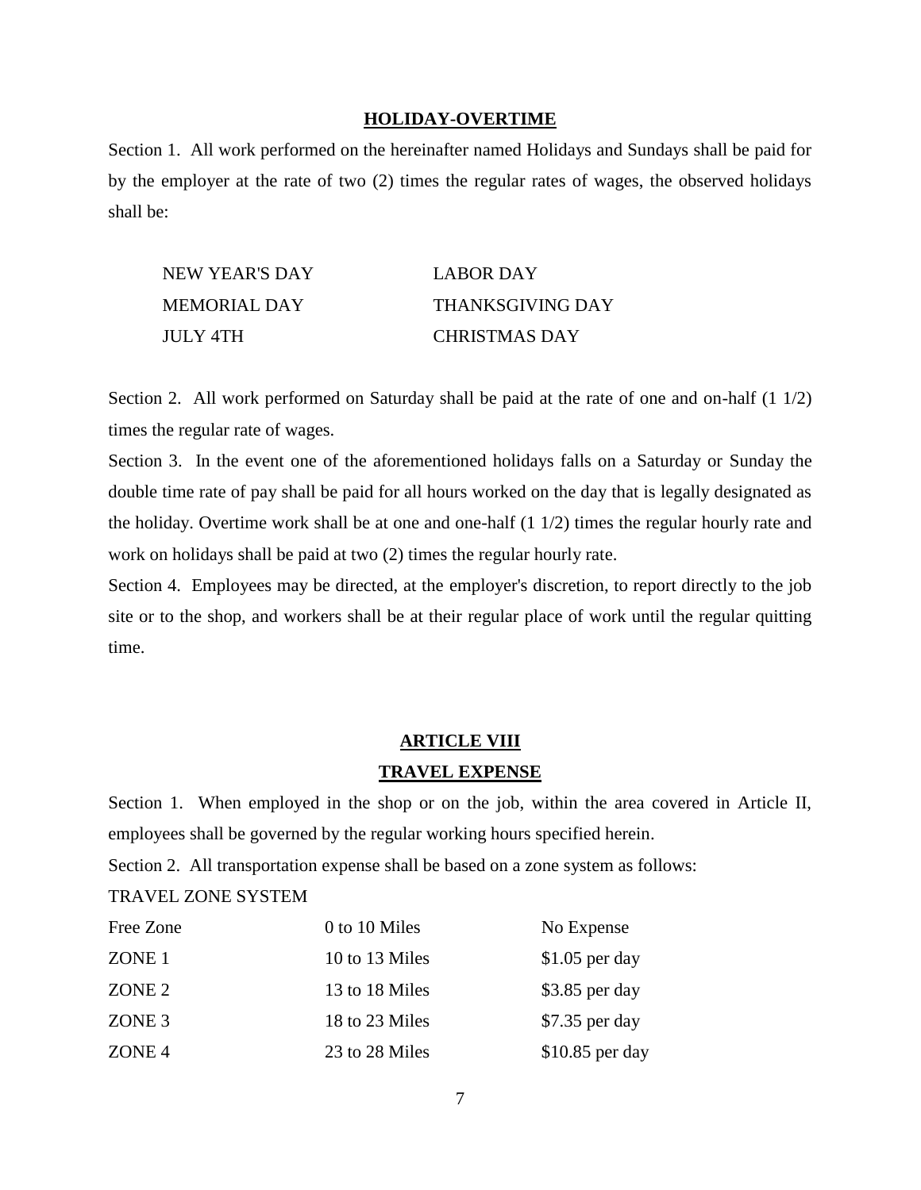## HOLIDAY-OVERTIME

Section 1. All work performed on the hereinafter named Holidays and Sundays shall be paid for by the employer at the rate of two (2) times the regular rates of wages, the observed holidays shall be:

| | |
|---|---|
| NEW YEAR'S DAY | LABOR DAY |
| MEMORIAL DAY | THANKSGIVING DAY |
| JULY 4TH | CHRISTMAS DAY |

Section 2. All work performed on Saturday shall be paid at the rate of one and on-half (1 1/2) times the regular rate of wages.

Section 3. In the event one of the aforementioned holidays falls on a Saturday or Sunday the double time rate of pay shall be paid for all hours worked on the day that is legally designated as the holiday. Overtime work shall be at one and one-half (1 1/2) times the regular hourly rate and work on holidays shall be paid at two (2) times the regular hourly rate.

Section 4. Employees may be directed, at the employer's discretion, to report directly to the job site or to the shop, and workers shall be at their regular place of work until the regular quitting time.

## ARTICLE VIII

## TRAVEL EXPENSE

Section 1. When employed in the shop or on the job, within the area covered in Article II, employees shall be governed by the regular working hours specified herein.

Section 2. All transportation expense shall be based on a zone system as follows:

TRAVEL ZONE SYSTEM

| | | |
|---|---|---|
| Free Zone | 0 to 10 Miles | No Expense |
| ZONE 1 | 10 to 13 Miles | $1.05 per day |
| ZONE 2 | 13 to 18 Miles | $3.85 per day |
| ZONE 3 | 18 to 23 Miles | $7.35 per day |
| ZONE 4 | 23 to 28 Miles | $10.85 per day |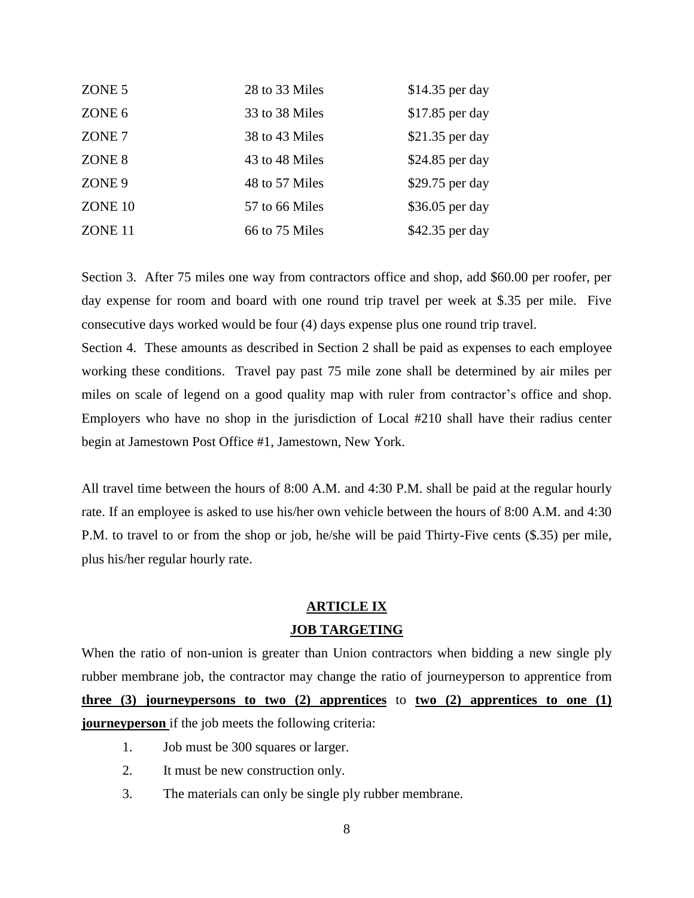| | | |
|---|---|---|
| ZONE 5 | 28 to 33 Miles | $14.35 per day |
| ZONE 6 | 33 to 38 Miles | $17.85 per day |
| ZONE 7 | 38 to 43 Miles | $21.35 per day |
| ZONE 8 | 43 to 48 Miles | $24.85 per day |
| ZONE 9 | 48 to 57 Miles | $29.75 per day |
| ZONE 10 | 57 to 66 Miles | $36.05 per day |
| ZONE 11 | 66 to 75 Miles | $42.35 per day |

Section 3. After 75 miles one way from contractors office and shop, add $60.00 per roofer, per day expense for room and board with one round trip travel per week at $.35 per mile. Five consecutive days worked would be four (4) days expense plus one round trip travel.

Section 4. These amounts as described in Section 2 shall be paid as expenses to each employee working these conditions. Travel pay past 75 mile zone shall be determined by air miles per miles on scale of legend on a good quality map with ruler from contractor's office and shop. Employers who have no shop in the jurisdiction of Local #210 shall have their radius center begin at Jamestown Post Office #1, Jamestown, New York.

All travel time between the hours of 8:00 A.M. and 4:30 P.M. shall be paid at the regular hourly rate. If an employee is asked to use his/her own vehicle between the hours of 8:00 A.M. and 4:30 P.M. to travel to or from the shop or job, he/she will be paid Thirty-Five cents ($.35) per mile, plus his/her regular hourly rate.

## ARTICLE IX

## JOB TARGETING

When the ratio of non-union is greater than Union contractors when bidding a new single ply rubber membrane job, the contractor may change the ratio of journeyperson to apprentice from **three (3) journeypersons to two (2) apprentices** to **two (2) apprentices to one (1) journeyperson** if the job meets the following criteria:

1. Job must be 300 squares or larger.
2. It must be new construction only.
3. The materials can only be single ply rubber membrane.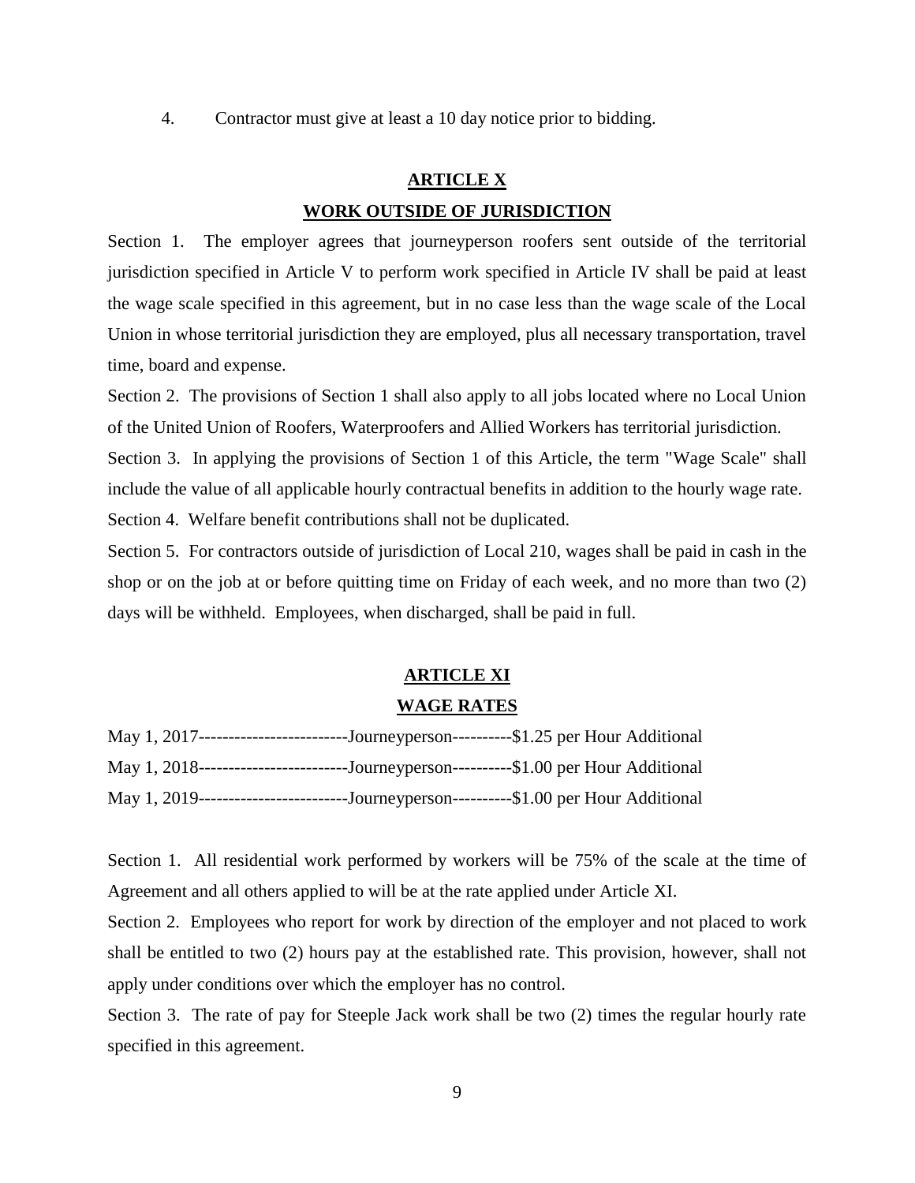4. Contractor must give at least a 10 day notice prior to bidding.

## ARTICLE X

## WORK OUTSIDE OF JURISDICTION

Section 1. The employer agrees that journeyperson roofers sent outside of the territorial jurisdiction specified in Article V to perform work specified in Article IV shall be paid at least the wage scale specified in this agreement, but in no case less than the wage scale of the Local Union in whose territorial jurisdiction they are employed, plus all necessary transportation, travel time, board and expense.

Section 2. The provisions of Section 1 shall also apply to all jobs located where no Local Union of the United Union of Roofers, Waterproofers and Allied Workers has territorial jurisdiction.

Section 3. In applying the provisions of Section 1 of this Article, the term "Wage Scale" shall include the value of all applicable hourly contractual benefits in addition to the hourly wage rate.

Section 4. Welfare benefit contributions shall not be duplicated.

Section 5. For contractors outside of jurisdiction of Local 210, wages shall be paid in cash in the shop or on the job at or before quitting time on Friday of each week, and no more than two (2) days will be withheld. Employees, when discharged, shall be paid in full.

## ARTICLE XI

## WAGE RATES

May 1, 2017-------------------------Journeyperson----------$1.25 per Hour Additional

May 1, 2018-------------------------Journeyperson----------$1.00 per Hour Additional

May 1, 2019-------------------------Journeyperson----------$1.00 per Hour Additional

Section 1. All residential work performed by workers will be 75% of the scale at the time of Agreement and all others applied to will be at the rate applied under Article XI.

Section 2. Employees who report for work by direction of the employer and not placed to work shall be entitled to two (2) hours pay at the established rate. This provision, however, shall not apply under conditions over which the employer has no control.

Section 3. The rate of pay for Steeple Jack work shall be two (2) times the regular hourly rate specified in this agreement.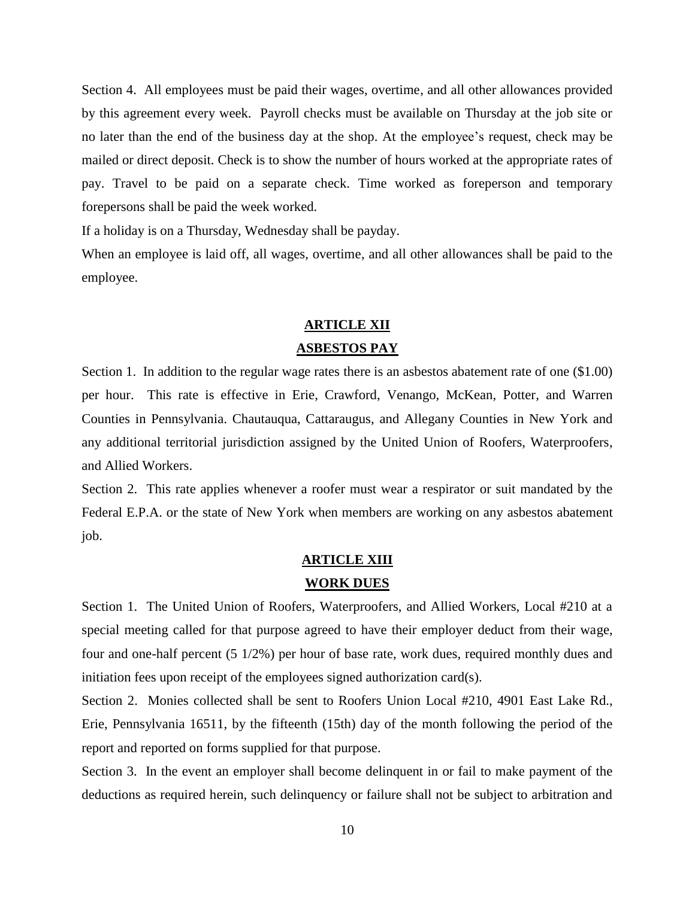Section 4. All employees must be paid their wages, overtime, and all other allowances provided by this agreement every week. Payroll checks must be available on Thursday at the job site or no later than the end of the business day at the shop. At the employee's request, check may be mailed or direct deposit. Check is to show the number of hours worked at the appropriate rates of pay. Travel to be paid on a separate check. Time worked as foreperson and temporary forepersons shall be paid the week worked.

If a holiday is on a Thursday, Wednesday shall be payday.

When an employee is laid off, all wages, overtime, and all other allowances shall be paid to the employee.

## ARTICLE XII

## ASBESTOS PAY

Section 1. In addition to the regular wage rates there is an asbestos abatement rate of one ($1.00) per hour. This rate is effective in Erie, Crawford, Venango, McKean, Potter, and Warren Counties in Pennsylvania. Chautauqua, Cattaraugus, and Allegany Counties in New York and any additional territorial jurisdiction assigned by the United Union of Roofers, Waterproofers, and Allied Workers.

Section 2. This rate applies whenever a roofer must wear a respirator or suit mandated by the Federal E.P.A. or the state of New York when members are working on any asbestos abatement job.

## ARTICLE XIII

## WORK DUES

Section 1. The United Union of Roofers, Waterproofers, and Allied Workers, Local #210 at a special meeting called for that purpose agreed to have their employer deduct from their wage, four and one-half percent (5 1/2%) per hour of base rate, work dues, required monthly dues and initiation fees upon receipt of the employees signed authorization card(s).

Section 2. Monies collected shall be sent to Roofers Union Local #210, 4901 East Lake Rd., Erie, Pennsylvania 16511, by the fifteenth (15th) day of the month following the period of the report and reported on forms supplied for that purpose.

Section 3. In the event an employer shall become delinquent in or fail to make payment of the deductions as required herein, such delinquency or failure shall not be subject to arbitration and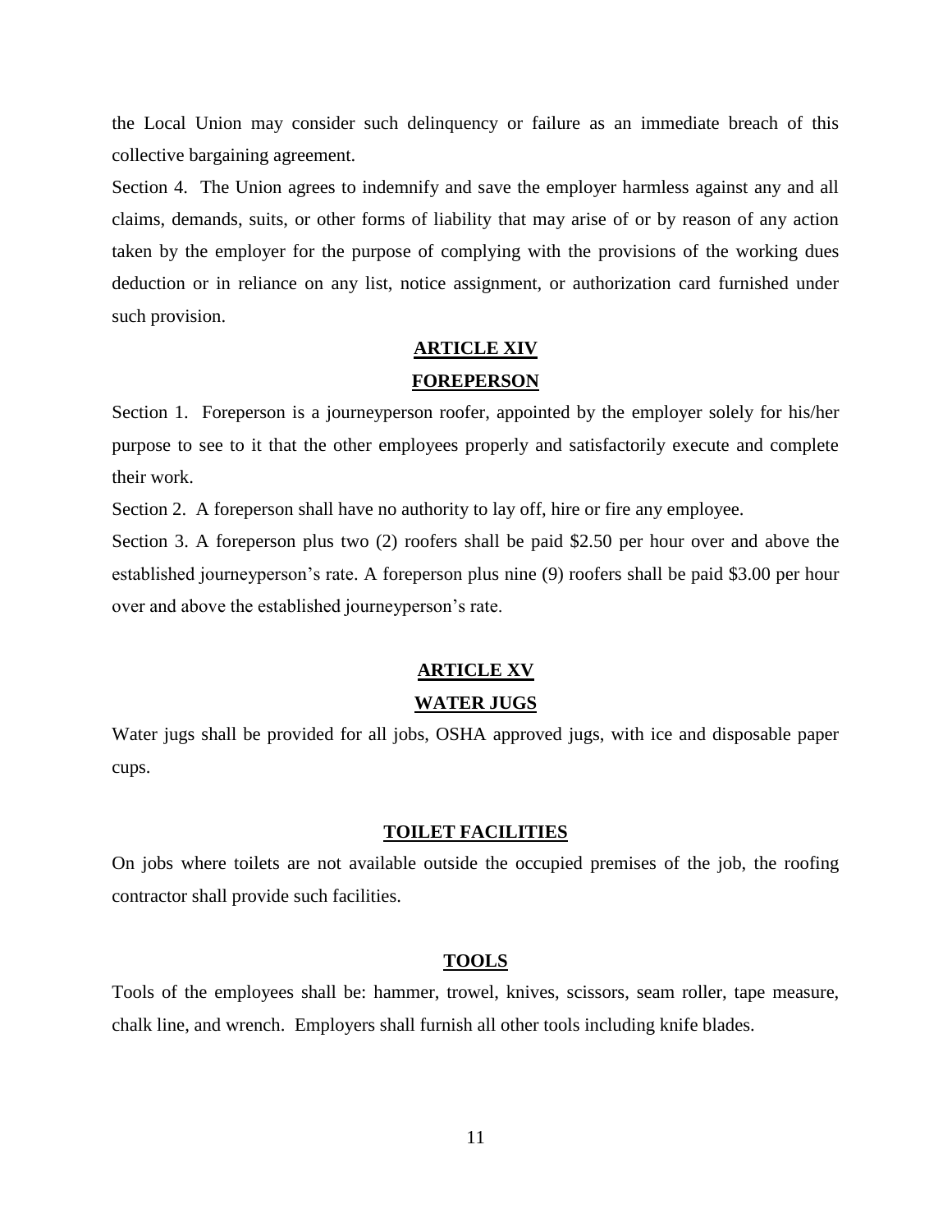the Local Union may consider such delinquency or failure as an immediate breach of this collective bargaining agreement.

Section 4. The Union agrees to indemnify and save the employer harmless against any and all claims, demands, suits, or other forms of liability that may arise of or by reason of any action taken by the employer for the purpose of complying with the provisions of the working dues deduction or in reliance on any list, notice assignment, or authorization card furnished under such provision.

## ARTICLE XIV

## FOREPERSON

Section 1. Foreperson is a journeyperson roofer, appointed by the employer solely for his/her purpose to see to it that the other employees properly and satisfactorily execute and complete their work.

Section 2. A foreperson shall have no authority to lay off, hire or fire any employee.

Section 3. A foreperson plus two (2) roofers shall be paid $2.50 per hour over and above the established journeyperson's rate. A foreperson plus nine (9) roofers shall be paid $3.00 per hour over and above the established journeyperson's rate.

## ARTICLE XV

## WATER JUGS

Water jugs shall be provided for all jobs, OSHA approved jugs, with ice and disposable paper cups.

## TOILET FACILITIES

On jobs where toilets are not available outside the occupied premises of the job, the roofing contractor shall provide such facilities.

## TOOLS

Tools of the employees shall be: hammer, trowel, knives, scissors, seam roller, tape measure, chalk line, and wrench. Employers shall furnish all other tools including knife blades.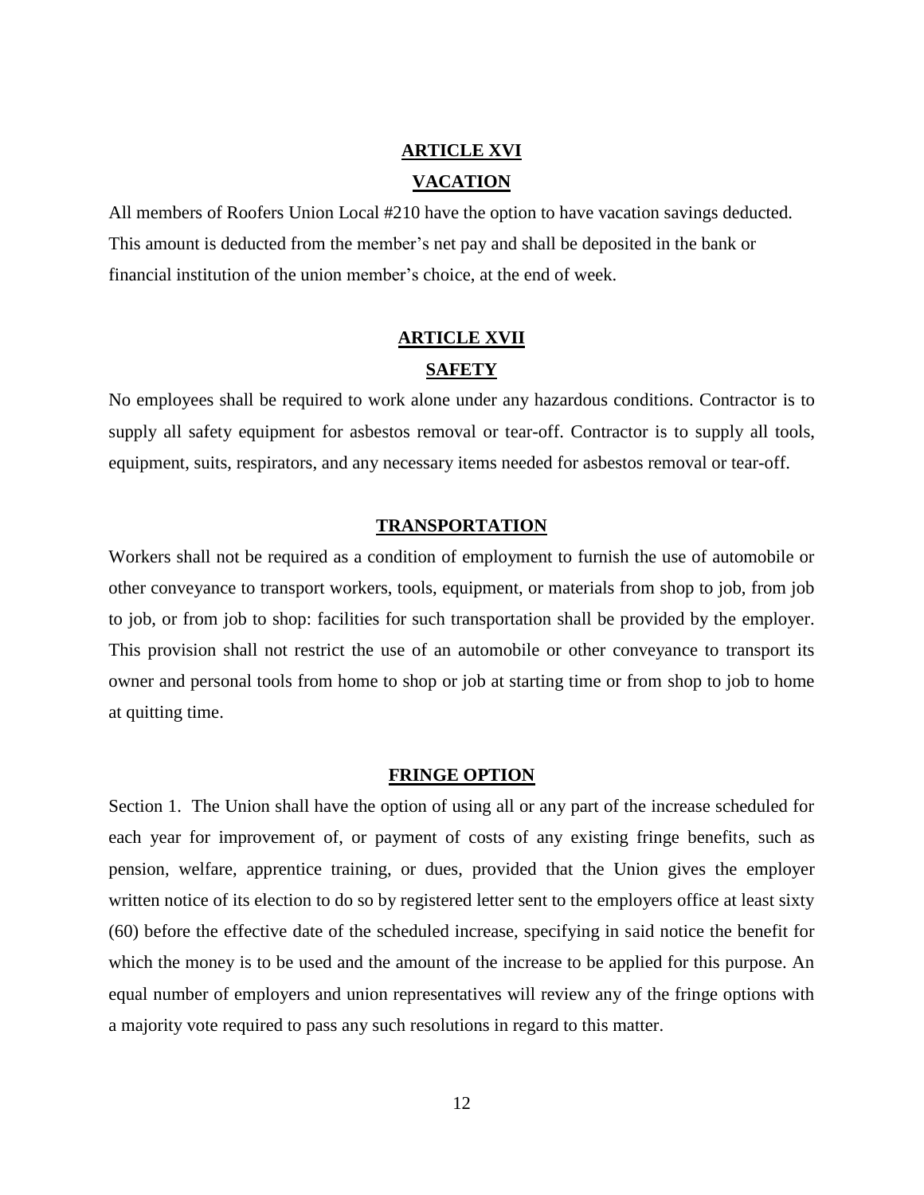## ARTICLE XVI

## VACATION

All members of Roofers Union Local #210 have the option to have vacation savings deducted. This amount is deducted from the member's net pay and shall be deposited in the bank or financial institution of the union member's choice, at the end of week.

## ARTICLE XVII

## SAFETY

No employees shall be required to work alone under any hazardous conditions. Contractor is to supply all safety equipment for asbestos removal or tear-off. Contractor is to supply all tools, equipment, suits, respirators, and any necessary items needed for asbestos removal or tear-off.

### TRANSPORTATION

Workers shall not be required as a condition of employment to furnish the use of automobile or other conveyance to transport workers, tools, equipment, or materials from shop to job, from job to job, or from job to shop: facilities for such transportation shall be provided by the employer. This provision shall not restrict the use of an automobile or other conveyance to transport its owner and personal tools from home to shop or job at starting time or from shop to job to home at quitting time.

### FRINGE OPTION

Section 1. The Union shall have the option of using all or any part of the increase scheduled for each year for improvement of, or payment of costs of any existing fringe benefits, such as pension, welfare, apprentice training, or dues, provided that the Union gives the employer written notice of its election to do so by registered letter sent to the employers office at least sixty (60) before the effective date of the scheduled increase, specifying in said notice the benefit for which the money is to be used and the amount of the increase to be applied for this purpose. An equal number of employers and union representatives will review any of the fringe options with a majority vote required to pass any such resolutions in regard to this matter.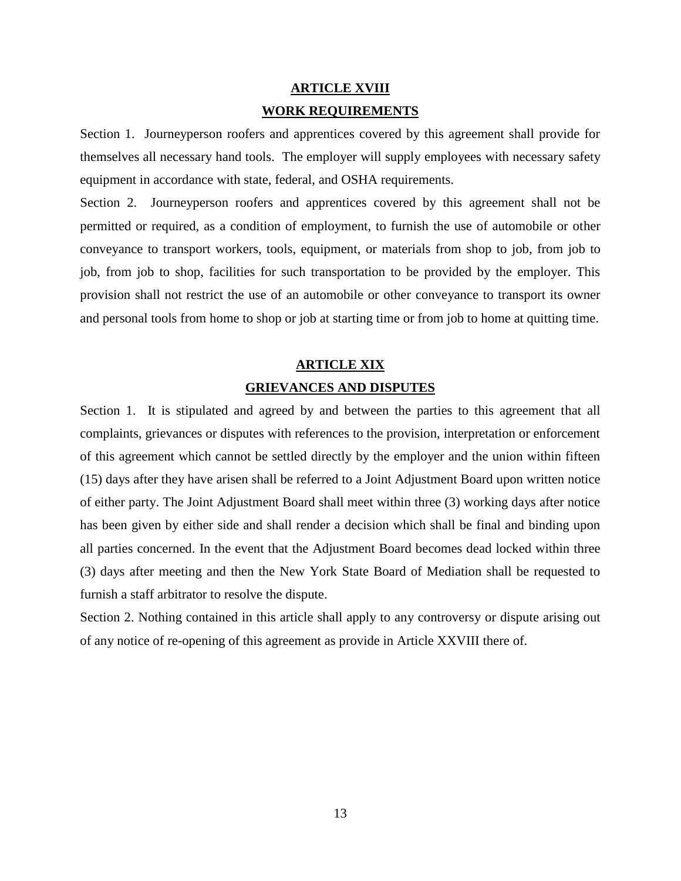## ARTICLE XVIII

## WORK REQUIREMENTS

Section 1. Journeyperson roofers and apprentices covered by this agreement shall provide for themselves all necessary hand tools. The employer will supply employees with necessary safety equipment in accordance with state, federal, and OSHA requirements.

Section 2. Journeyperson roofers and apprentices covered by this agreement shall not be permitted or required, as a condition of employment, to furnish the use of automobile or other conveyance to transport workers, tools, equipment, or materials from shop to job, from job to job, from job to shop, facilities for such transportation to be provided by the employer. This provision shall not restrict the use of an automobile or other conveyance to transport its owner and personal tools from home to shop or job at starting time or from job to home at quitting time.

## ARTICLE XIX

## GRIEVANCES AND DISPUTES

Section 1. It is stipulated and agreed by and between the parties to this agreement that all complaints, grievances or disputes with references to the provision, interpretation or enforcement of this agreement which cannot be settled directly by the employer and the union within fifteen (15) days after they have arisen shall be referred to a Joint Adjustment Board upon written notice of either party. The Joint Adjustment Board shall meet within three (3) working days after notice has been given by either side and shall render a decision which shall be final and binding upon all parties concerned. In the event that the Adjustment Board becomes dead locked within three (3) days after meeting and then the New York State Board of Mediation shall be requested to furnish a staff arbitrator to resolve the dispute.

Section 2. Nothing contained in this article shall apply to any controversy or dispute arising out of any notice of re-opening of this agreement as provide in Article XXVIII there of.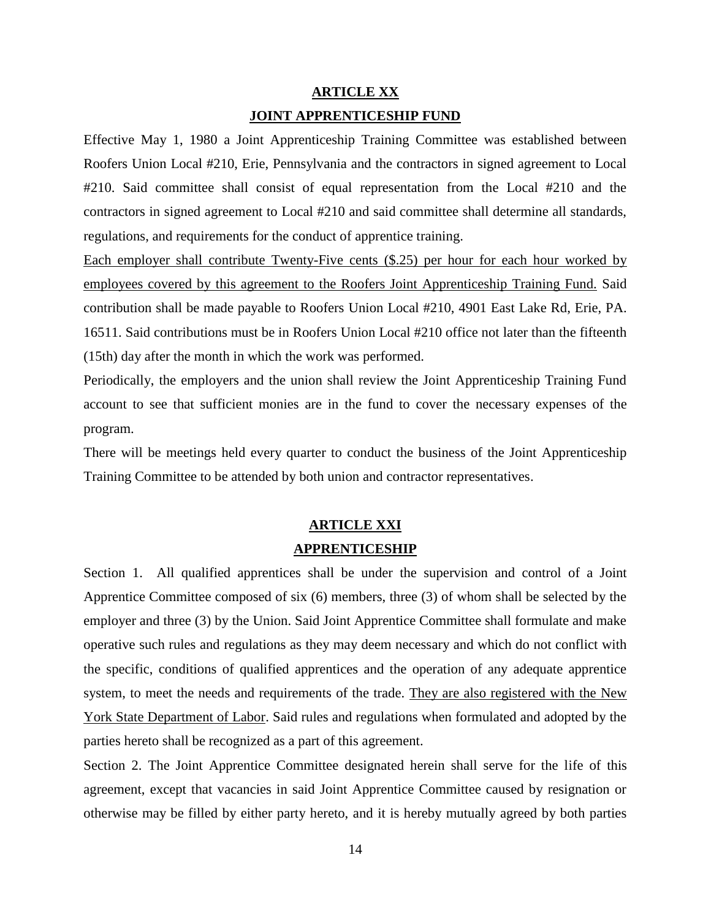## ARTICLE XX

## JOINT APPRENTICESHIP FUND

Effective May 1, 1980 a Joint Apprenticeship Training Committee was established between Roofers Union Local #210, Erie, Pennsylvania and the contractors in signed agreement to Local #210. Said committee shall consist of equal representation from the Local #210 and the contractors in signed agreement to Local #210 and said committee shall determine all standards, regulations, and requirements for the conduct of apprentice training.

Each employer shall contribute Twenty-Five cents ($.25) per hour for each hour worked by employees covered by this agreement to the Roofers Joint Apprenticeship Training Fund. Said contribution shall be made payable to Roofers Union Local #210, 4901 East Lake Rd, Erie, PA. 16511. Said contributions must be in Roofers Union Local #210 office not later than the fifteenth (15th) day after the month in which the work was performed.

Periodically, the employers and the union shall review the Joint Apprenticeship Training Fund account to see that sufficient monies are in the fund to cover the necessary expenses of the program.

There will be meetings held every quarter to conduct the business of the Joint Apprenticeship Training Committee to be attended by both union and contractor representatives.

## ARTICLE XXI

## APPRENTICESHIP

Section 1. All qualified apprentices shall be under the supervision and control of a Joint Apprentice Committee composed of six (6) members, three (3) of whom shall be selected by the employer and three (3) by the Union. Said Joint Apprentice Committee shall formulate and make operative such rules and regulations as they may deem necessary and which do not conflict with the specific, conditions of qualified apprentices and the operation of any adequate apprentice system, to meet the needs and requirements of the trade. They are also registered with the New York State Department of Labor. Said rules and regulations when formulated and adopted by the parties hereto shall be recognized as a part of this agreement.

Section 2. The Joint Apprentice Committee designated herein shall serve for the life of this agreement, except that vacancies in said Joint Apprentice Committee caused by resignation or otherwise may be filled by either party hereto, and it is hereby mutually agreed by both parties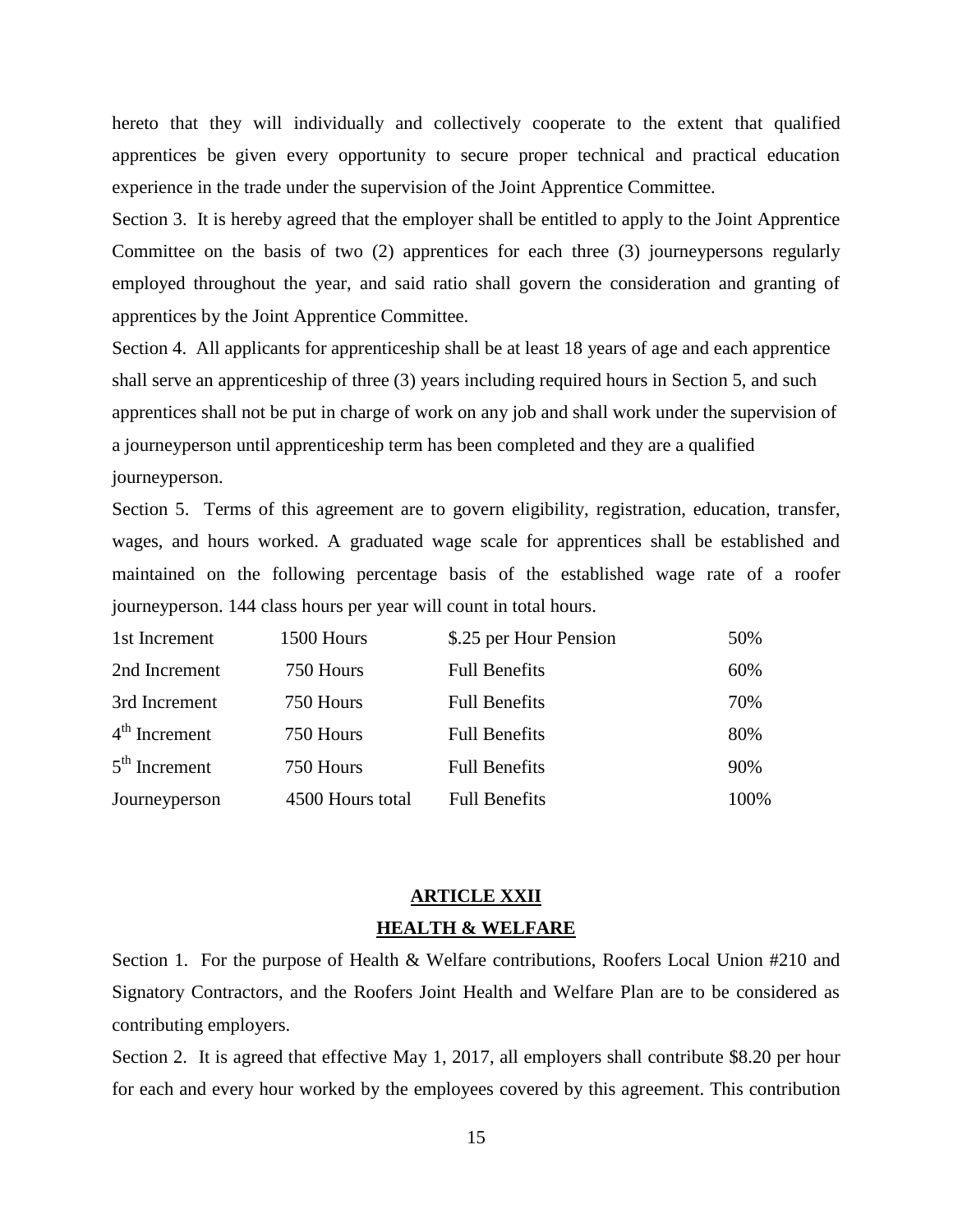hereto that they will individually and collectively cooperate to the extent that qualified apprentices be given every opportunity to secure proper technical and practical education experience in the trade under the supervision of the Joint Apprentice Committee.

Section 3. It is hereby agreed that the employer shall be entitled to apply to the Joint Apprentice Committee on the basis of two (2) apprentices for each three (3) journeypersons regularly employed throughout the year, and said ratio shall govern the consideration and granting of apprentices by the Joint Apprentice Committee.

Section 4. All applicants for apprenticeship shall be at least 18 years of age and each apprentice shall serve an apprenticeship of three (3) years including required hours in Section 5, and such apprentices shall not be put in charge of work on any job and shall work under the supervision of a journeyperson until apprenticeship term has been completed and they are a qualified journeyperson.

Section 5. Terms of this agreement are to govern eligibility, registration, education, transfer, wages, and hours worked. A graduated wage scale for apprentices shall be established and maintained on the following percentage basis of the established wage rate of a roofer journeyperson. 144 class hours per year will count in total hours.

| | | | |
|---|---|---|---|
| 1st Increment | 1500 Hours | $.25 per Hour Pension | 50% |
| 2nd Increment | 750 Hours | Full Benefits | 60% |
| 3rd Increment | 750 Hours | Full Benefits | 70% |
| 4th Increment | 750 Hours | Full Benefits | 80% |
| 5th Increment | 750 Hours | Full Benefits | 90% |
| Journeyperson | 4500 Hours total | Full Benefits | 100% |

## ARTICLE XXII
## HEALTH & WELFARE

Section 1. For the purpose of Health & Welfare contributions, Roofers Local Union #210 and Signatory Contractors, and the Roofers Joint Health and Welfare Plan are to be considered as contributing employers.

Section 2. It is agreed that effective May 1, 2017, all employers shall contribute $8.20 per hour for each and every hour worked by the employees covered by this agreement. This contribution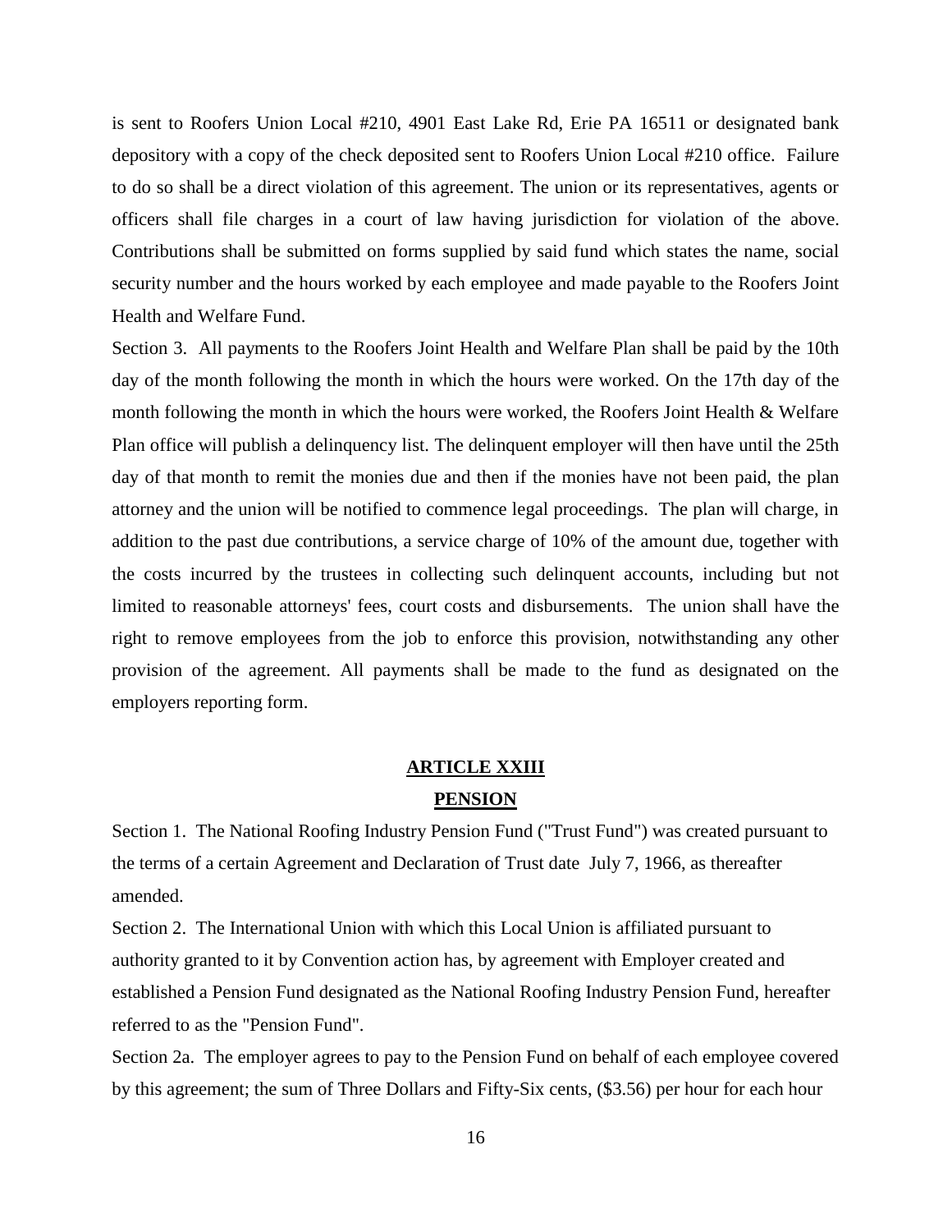is sent to Roofers Union Local #210, 4901 East Lake Rd, Erie PA 16511 or designated bank depository with a copy of the check deposited sent to Roofers Union Local #210 office. Failure to do so shall be a direct violation of this agreement. The union or its representatives, agents or officers shall file charges in a court of law having jurisdiction for violation of the above. Contributions shall be submitted on forms supplied by said fund which states the name, social security number and the hours worked by each employee and made payable to the Roofers Joint Health and Welfare Fund.

Section 3. All payments to the Roofers Joint Health and Welfare Plan shall be paid by the 10th day of the month following the month in which the hours were worked. On the 17th day of the month following the month in which the hours were worked, the Roofers Joint Health & Welfare Plan office will publish a delinquency list. The delinquent employer will then have until the 25th day of that month to remit the monies due and then if the monies have not been paid, the plan attorney and the union will be notified to commence legal proceedings. The plan will charge, in addition to the past due contributions, a service charge of 10% of the amount due, together with the costs incurred by the trustees in collecting such delinquent accounts, including but not limited to reasonable attorneys' fees, court costs and disbursements. The union shall have the right to remove employees from the job to enforce this provision, notwithstanding any other provision of the agreement. All payments shall be made to the fund as designated on the employers reporting form.

## ARTICLE XXIII
## PENSION

Section 1. The National Roofing Industry Pension Fund ("Trust Fund") was created pursuant to the terms of a certain Agreement and Declaration of Trust date July 7, 1966, as thereafter amended.

Section 2. The International Union with which this Local Union is affiliated pursuant to authority granted to it by Convention action has, by agreement with Employer created and established a Pension Fund designated as the National Roofing Industry Pension Fund, hereafter referred to as the "Pension Fund".

Section 2a. The employer agrees to pay to the Pension Fund on behalf of each employee covered by this agreement; the sum of Three Dollars and Fifty-Six cents, ($3.56) per hour for each hour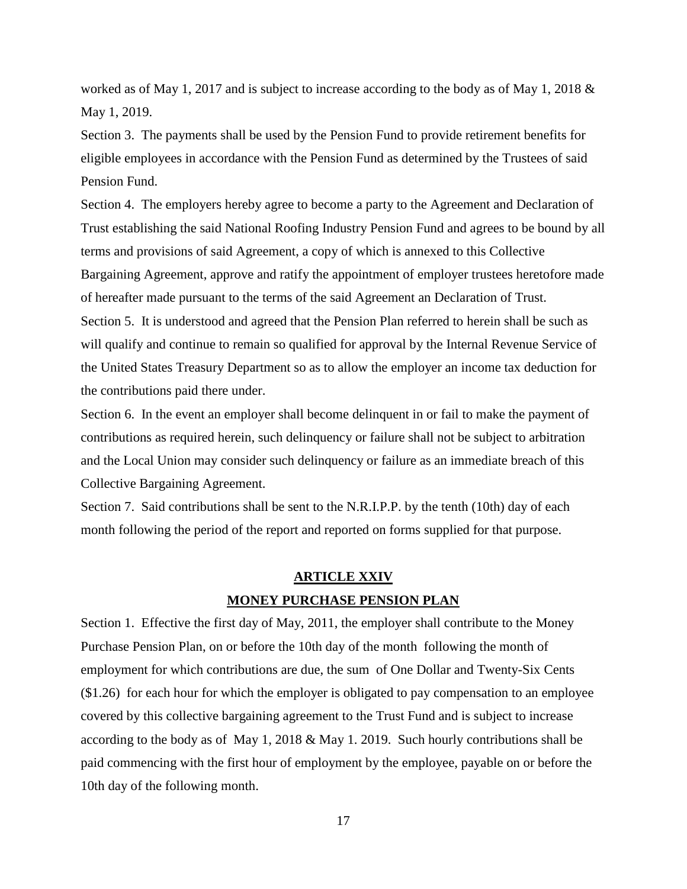worked as of May 1, 2017 and is subject to increase according to the body as of May 1, 2018 & May 1, 2019.

Section 3. The payments shall be used by the Pension Fund to provide retirement benefits for eligible employees in accordance with the Pension Fund as determined by the Trustees of said Pension Fund.

Section 4. The employers hereby agree to become a party to the Agreement and Declaration of Trust establishing the said National Roofing Industry Pension Fund and agrees to be bound by all terms and provisions of said Agreement, a copy of which is annexed to this Collective Bargaining Agreement, approve and ratify the appointment of employer trustees heretofore made of hereafter made pursuant to the terms of the said Agreement an Declaration of Trust.

Section 5. It is understood and agreed that the Pension Plan referred to herein shall be such as will qualify and continue to remain so qualified for approval by the Internal Revenue Service of the United States Treasury Department so as to allow the employer an income tax deduction for the contributions paid there under.

Section 6. In the event an employer shall become delinquent in or fail to make the payment of contributions as required herein, such delinquency or failure shall not be subject to arbitration and the Local Union may consider such delinquency or failure as an immediate breach of this Collective Bargaining Agreement.

Section 7. Said contributions shall be sent to the N.R.I.P.P. by the tenth (10th) day of each month following the period of the report and reported on forms supplied for that purpose.

## ARTICLE XXIV

## MONEY PURCHASE PENSION PLAN

Section 1. Effective the first day of May, 2011, the employer shall contribute to the Money Purchase Pension Plan, on or before the 10th day of the month following the month of employment for which contributions are due, the sum of One Dollar and Twenty-Six Cents ($1.26) for each hour for which the employer is obligated to pay compensation to an employee covered by this collective bargaining agreement to the Trust Fund and is subject to increase according to the body as of May 1, 2018 & May 1. 2019. Such hourly contributions shall be paid commencing with the first hour of employment by the employee, payable on or before the 10th day of the following month.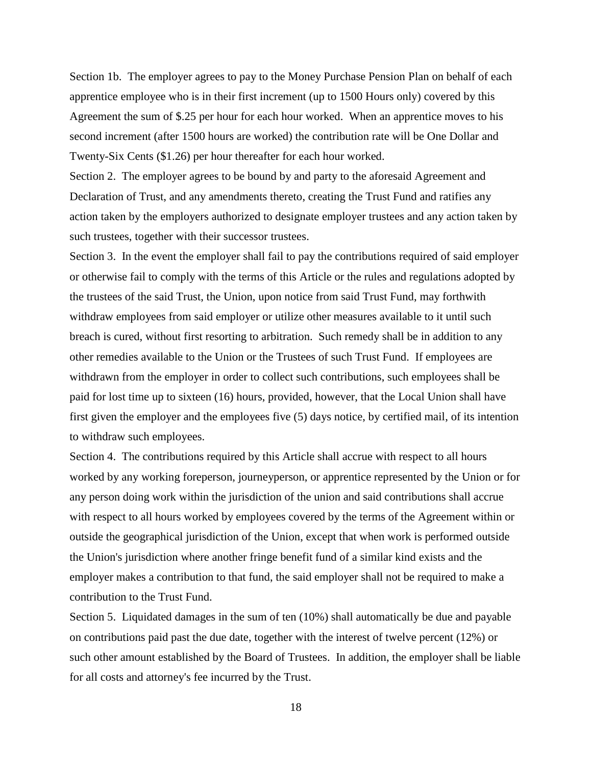Section 1b. The employer agrees to pay to the Money Purchase Pension Plan on behalf of each apprentice employee who is in their first increment (up to 1500 Hours only) covered by this Agreement the sum of $.25 per hour for each hour worked. When an apprentice moves to his second increment (after 1500 hours are worked) the contribution rate will be One Dollar and Twenty-Six Cents ($1.26) per hour thereafter for each hour worked.

Section 2. The employer agrees to be bound by and party to the aforesaid Agreement and Declaration of Trust, and any amendments thereto, creating the Trust Fund and ratifies any action taken by the employers authorized to designate employer trustees and any action taken by such trustees, together with their successor trustees.

Section 3. In the event the employer shall fail to pay the contributions required of said employer or otherwise fail to comply with the terms of this Article or the rules and regulations adopted by the trustees of the said Trust, the Union, upon notice from said Trust Fund, may forthwith withdraw employees from said employer or utilize other measures available to it until such breach is cured, without first resorting to arbitration. Such remedy shall be in addition to any other remedies available to the Union or the Trustees of such Trust Fund. If employees are withdrawn from the employer in order to collect such contributions, such employees shall be paid for lost time up to sixteen (16) hours, provided, however, that the Local Union shall have first given the employer and the employees five (5) days notice, by certified mail, of its intention to withdraw such employees.

Section 4. The contributions required by this Article shall accrue with respect to all hours worked by any working foreperson, journeyperson, or apprentice represented by the Union or for any person doing work within the jurisdiction of the union and said contributions shall accrue with respect to all hours worked by employees covered by the terms of the Agreement within or outside the geographical jurisdiction of the Union, except that when work is performed outside the Union's jurisdiction where another fringe benefit fund of a similar kind exists and the employer makes a contribution to that fund, the said employer shall not be required to make a contribution to the Trust Fund.

Section 5. Liquidated damages in the sum of ten (10%) shall automatically be due and payable on contributions paid past the due date, together with the interest of twelve percent (12%) or such other amount established by the Board of Trustees. In addition, the employer shall be liable for all costs and attorney's fee incurred by the Trust.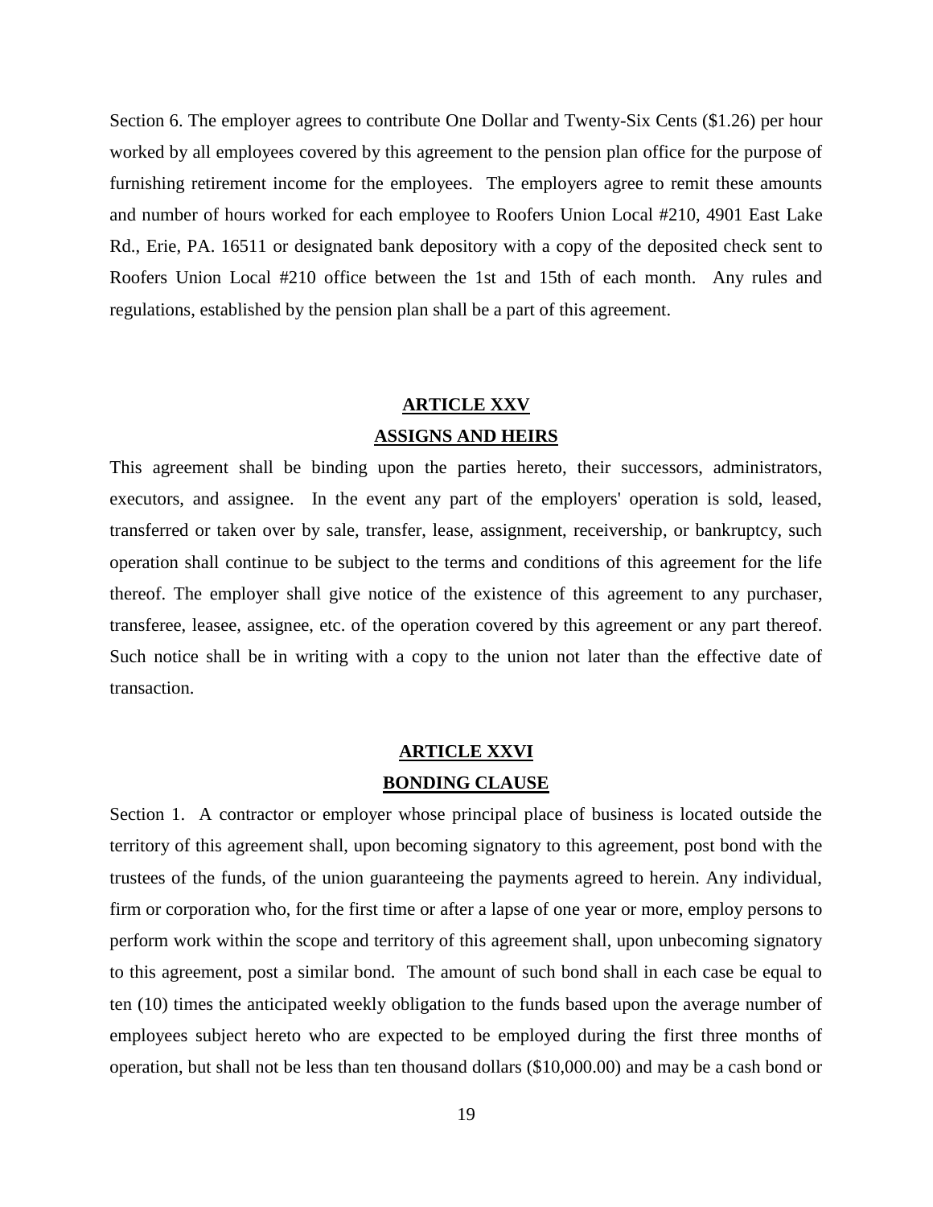Section 6. The employer agrees to contribute One Dollar and Twenty-Six Cents ($1.26) per hour worked by all employees covered by this agreement to the pension plan office for the purpose of furnishing retirement income for the employees. The employers agree to remit these amounts and number of hours worked for each employee to Roofers Union Local #210, 4901 East Lake Rd., Erie, PA. 16511 or designated bank depository with a copy of the deposited check sent to Roofers Union Local #210 office between the 1st and 15th of each month. Any rules and regulations, established by the pension plan shall be a part of this agreement.

## ARTICLE XXV
## ASSIGNS AND HEIRS

This agreement shall be binding upon the parties hereto, their successors, administrators, executors, and assignee. In the event any part of the employers' operation is sold, leased, transferred or taken over by sale, transfer, lease, assignment, receivership, or bankruptcy, such operation shall continue to be subject to the terms and conditions of this agreement for the life thereof. The employer shall give notice of the existence of this agreement to any purchaser, transferee, leasee, assignee, etc. of the operation covered by this agreement or any part thereof. Such notice shall be in writing with a copy to the union not later than the effective date of transaction.

## ARTICLE XXVI
## BONDING CLAUSE

Section 1. A contractor or employer whose principal place of business is located outside the territory of this agreement shall, upon becoming signatory to this agreement, post bond with the trustees of the funds, of the union guaranteeing the payments agreed to herein. Any individual, firm or corporation who, for the first time or after a lapse of one year or more, employ persons to perform work within the scope and territory of this agreement shall, upon unbecoming signatory to this agreement, post a similar bond. The amount of such bond shall in each case be equal to ten (10) times the anticipated weekly obligation to the funds based upon the average number of employees subject hereto who are expected to be employed during the first three months of operation, but shall not be less than ten thousand dollars ($10,000.00) and may be a cash bond or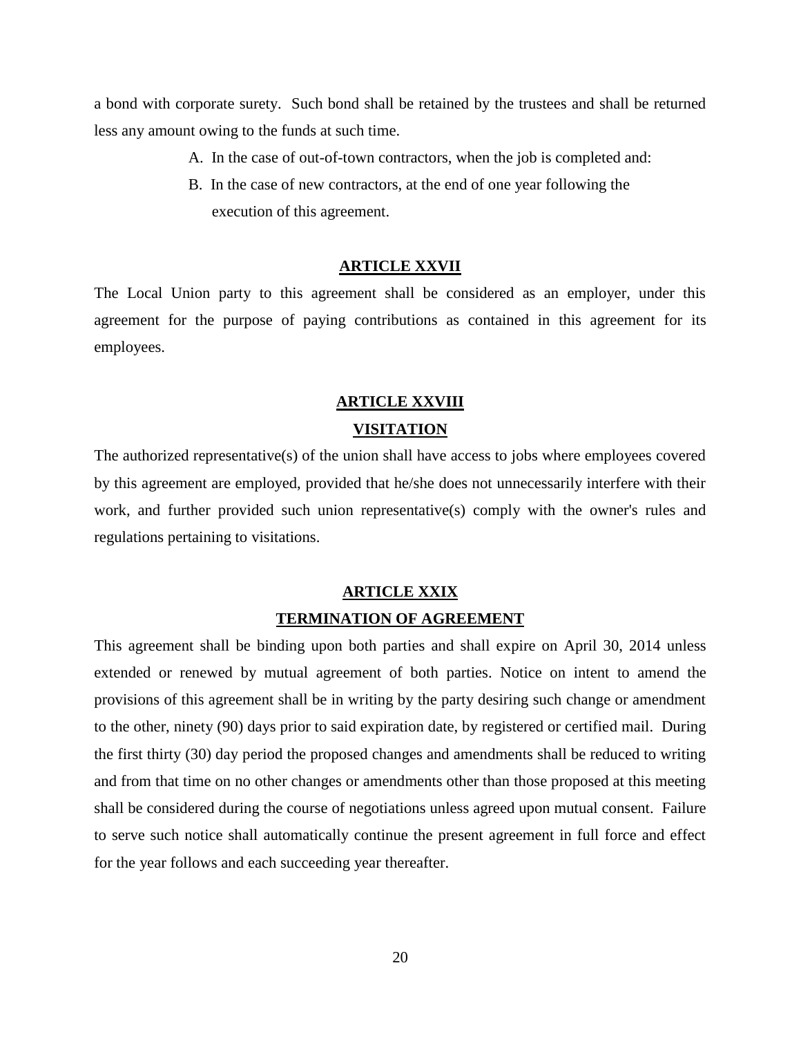a bond with corporate surety. Such bond shall be retained by the trustees and shall be returned less any amount owing to the funds at such time.

A. In the case of out-of-town contractors, when the job is completed and:

B. In the case of new contractors, at the end of one year following the execution of this agreement.

## ARTICLE XXVII

The Local Union party to this agreement shall be considered as an employer, under this agreement for the purpose of paying contributions as contained in this agreement for its employees.

## ARTICLE XXVIII

## VISITATION

The authorized representative(s) of the union shall have access to jobs where employees covered by this agreement are employed, provided that he/she does not unnecessarily interfere with their work, and further provided such union representative(s) comply with the owner's rules and regulations pertaining to visitations.

## ARTICLE XXIX

## TERMINATION OF AGREEMENT

This agreement shall be binding upon both parties and shall expire on April 30, 2014 unless extended or renewed by mutual agreement of both parties. Notice on intent to amend the provisions of this agreement shall be in writing by the party desiring such change or amendment to the other, ninety (90) days prior to said expiration date, by registered or certified mail. During the first thirty (30) day period the proposed changes and amendments shall be reduced to writing and from that time on no other changes or amendments other than those proposed at this meeting shall be considered during the course of negotiations unless agreed upon mutual consent. Failure to serve such notice shall automatically continue the present agreement in full force and effect for the year follows and each succeeding year thereafter.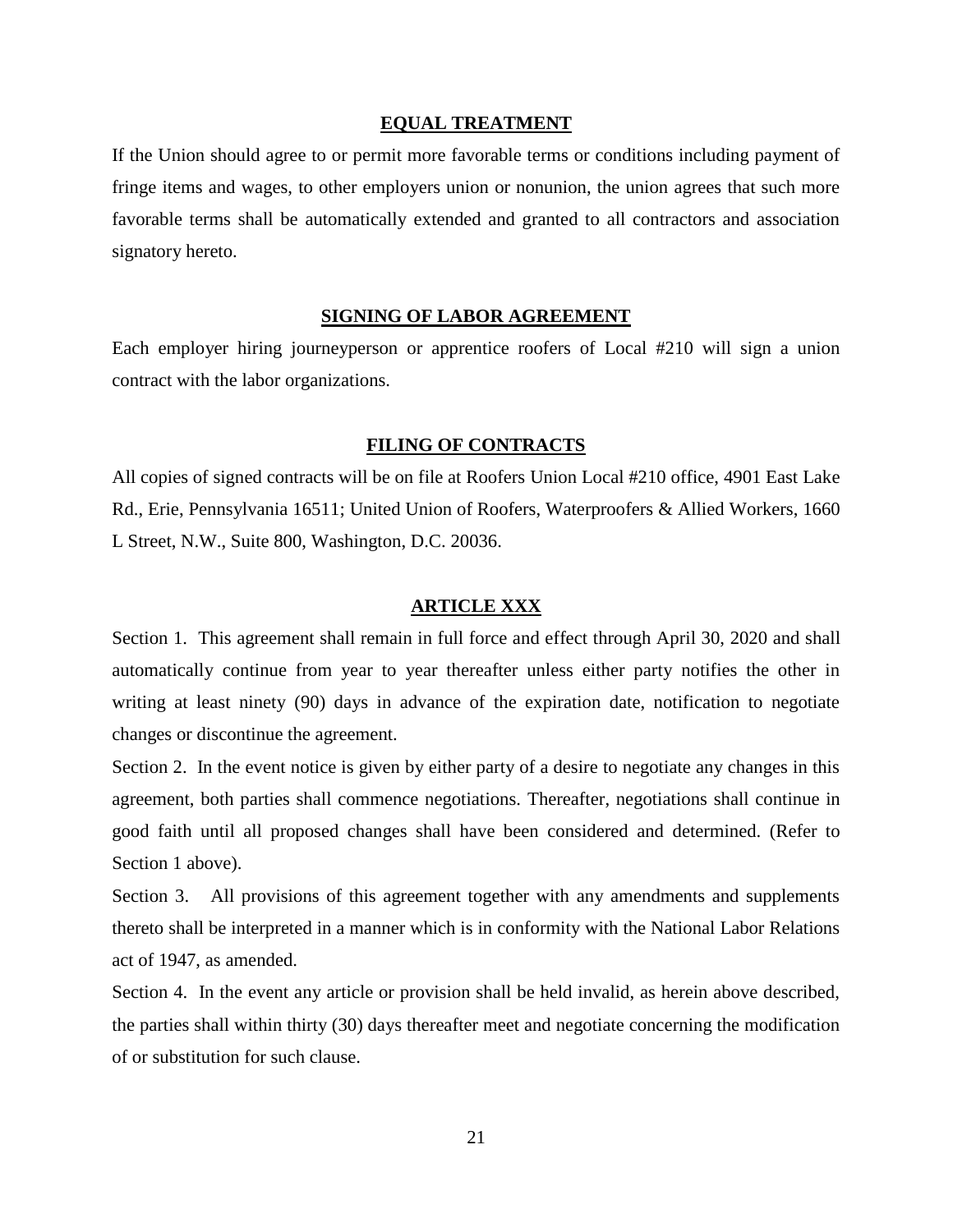## EQUAL TREATMENT

If the Union should agree to or permit more favorable terms or conditions including payment of fringe items and wages, to other employers union or nonunion, the union agrees that such more favorable terms shall be automatically extended and granted to all contractors and association signatory hereto.

## SIGNING OF LABOR AGREEMENT

Each employer hiring journeyperson or apprentice roofers of Local #210 will sign a union contract with the labor organizations.

## FILING OF CONTRACTS

All copies of signed contracts will be on file at Roofers Union Local #210 office, 4901 East Lake Rd., Erie, Pennsylvania 16511; United Union of Roofers, Waterproofers & Allied Workers, 1660 L Street, N.W., Suite 800, Washington, D.C. 20036.

## ARTICLE XXX

Section 1. This agreement shall remain in full force and effect through April 30, 2020 and shall automatically continue from year to year thereafter unless either party notifies the other in writing at least ninety (90) days in advance of the expiration date, notification to negotiate changes or discontinue the agreement.

Section 2. In the event notice is given by either party of a desire to negotiate any changes in this agreement, both parties shall commence negotiations. Thereafter, negotiations shall continue in good faith until all proposed changes shall have been considered and determined. (Refer to Section 1 above).

Section 3. All provisions of this agreement together with any amendments and supplements thereto shall be interpreted in a manner which is in conformity with the National Labor Relations act of 1947, as amended.

Section 4. In the event any article or provision shall be held invalid, as herein above described, the parties shall within thirty (30) days thereafter meet and negotiate concerning the modification of or substitution for such clause.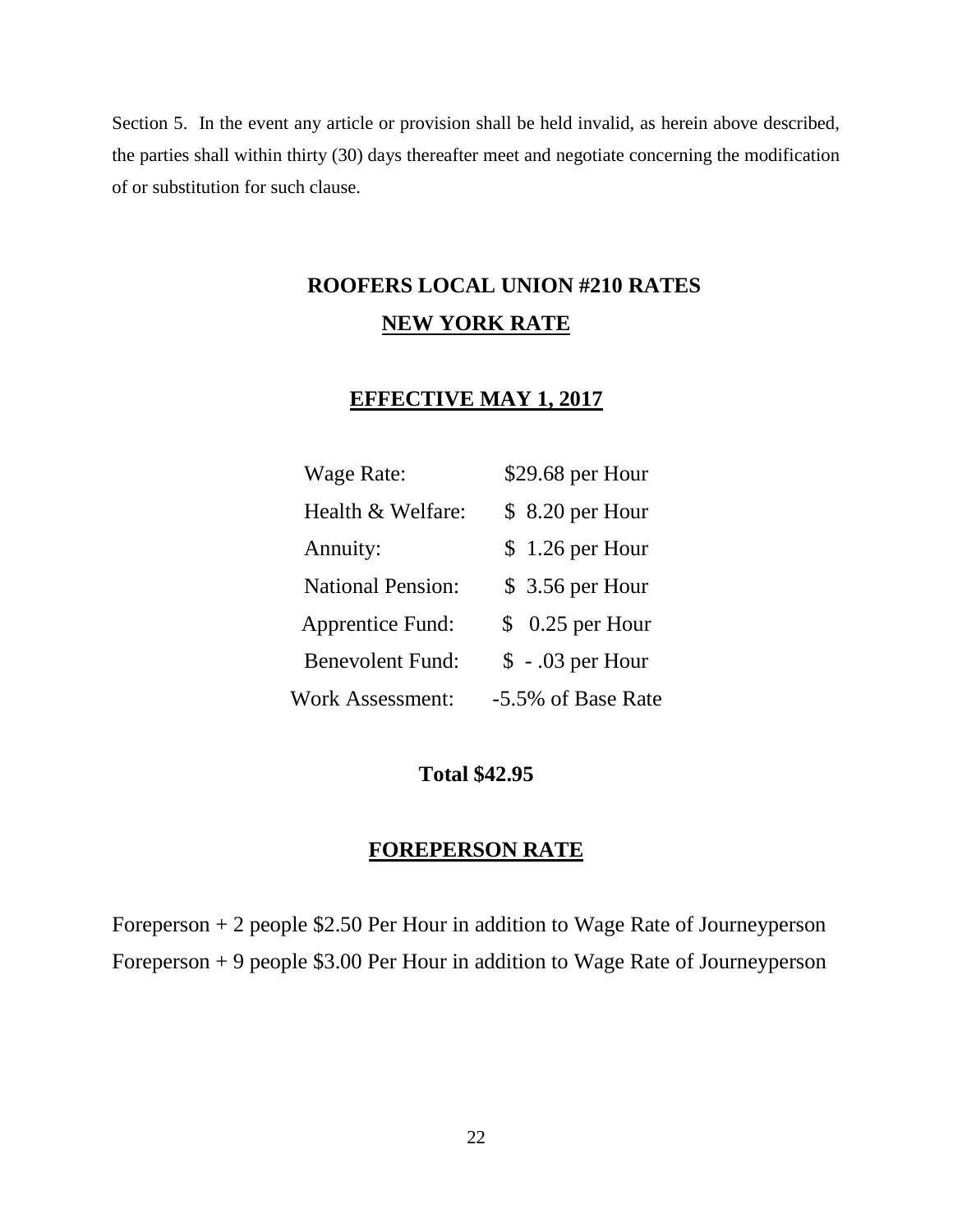Section 5. In the event any article or provision shall be held invalid, as herein above described, the parties shall within thirty (30) days thereafter meet and negotiate concerning the modification of or substitution for such clause.

## ROOFERS LOCAL UNION #210 RATES

### NEW YORK RATE

### EFFECTIVE MAY 1, 2017

| | |
|---|---|
| Wage Rate: | $29.68 per Hour |
| Health & Welfare: | $ 8.20 per Hour |
| Annuity: | $ 1.26 per Hour |
| National Pension: | $ 3.56 per Hour |
| Apprentice Fund: | $ 0.25 per Hour |
| Benevolent Fund: | $ - .03 per Hour |
| Work Assessment: | -5.5% of Base Rate |

**Total $42.95**

### FOREPERSON RATE

Foreperson + 2 people $2.50 Per Hour in addition to Wage Rate of Journeyperson
Foreperson + 9 people $3.00 Per Hour in addition to Wage Rate of Journeyperson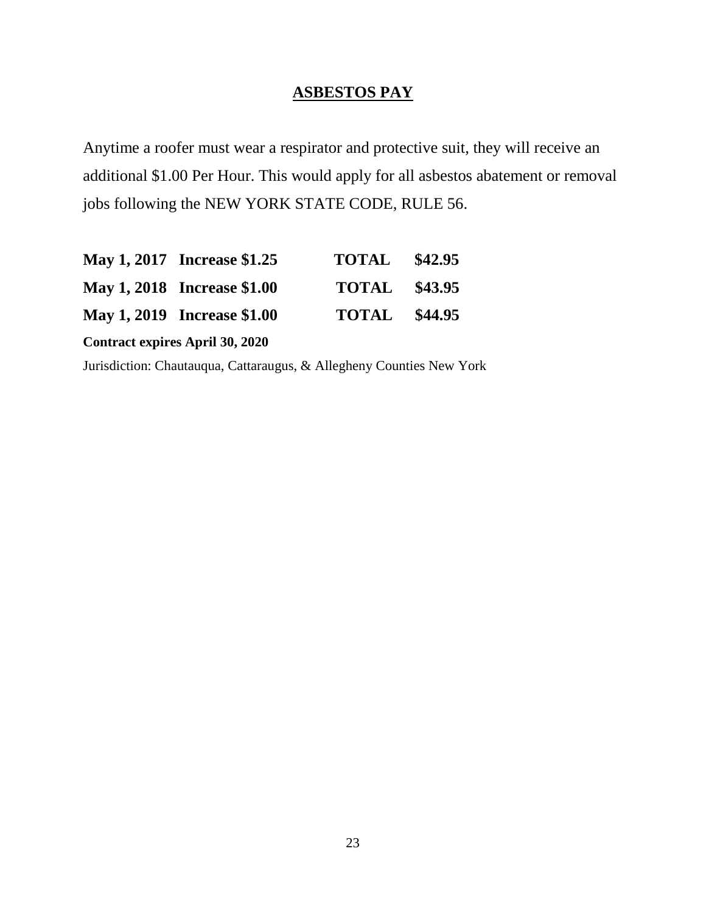## ASBESTOS PAY

Anytime a roofer must wear a respirator and protective suit, they will receive an additional $1.00 Per Hour. This would apply for all asbestos abatement or removal jobs following the NEW YORK STATE CODE, RULE 56.

| | | | |
|---|---|---|---|
| **May 1, 2017** | **Increase $1.25** | **TOTAL** | **$42.95** |
| **May 1, 2018** | **Increase $1.00** | **TOTAL** | **$43.95** |
| **May 1, 2019** | **Increase $1.00** | **TOTAL** | **$44.95** |

**Contract expires April 30, 2020**

Jurisdiction: Chautauqua, Cattaraugus, & Allegheny Counties New York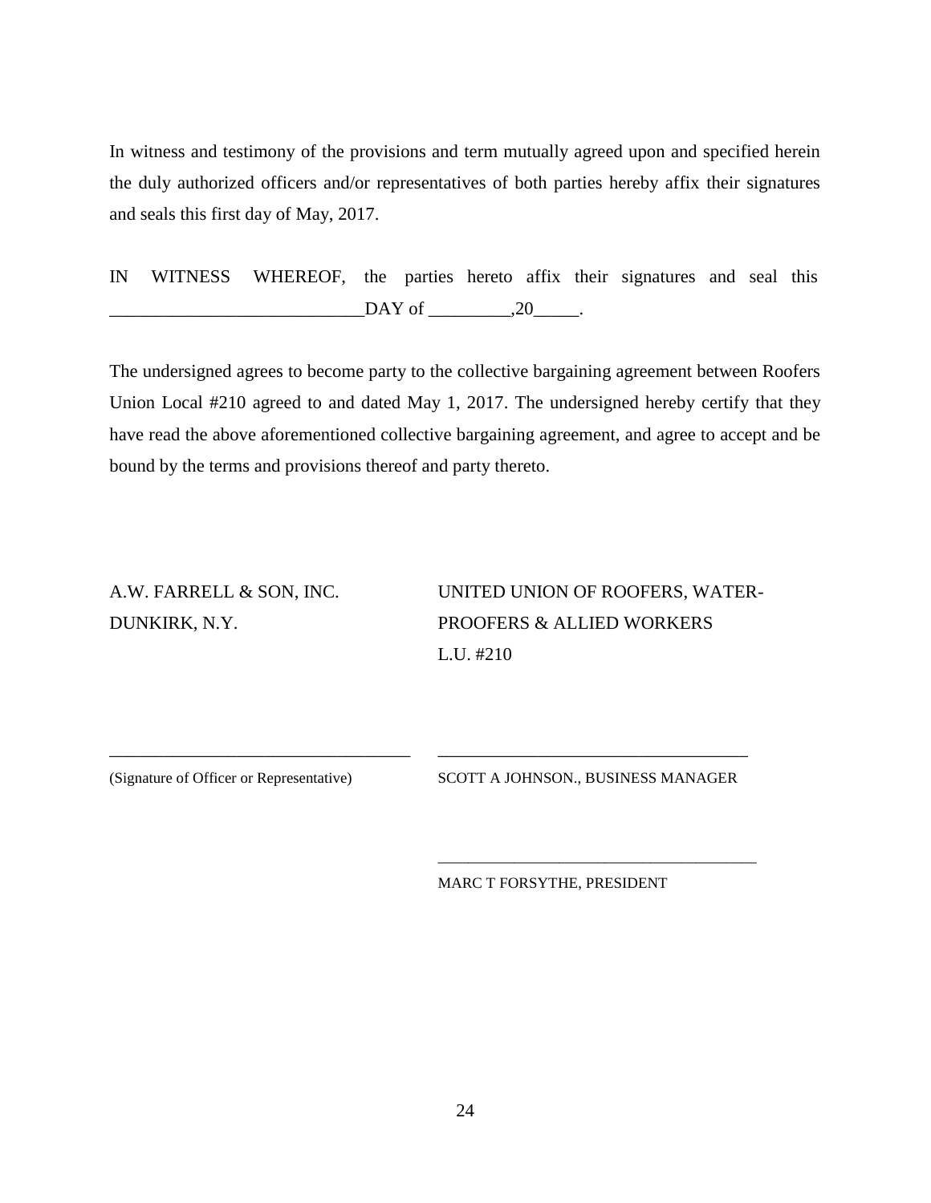In witness and testimony of the provisions and term mutually agreed upon and specified herein the duly authorized officers and/or representatives of both parties hereby affix their signatures and seals this first day of May, 2017.

IN WITNESS WHEREOF, the parties hereto affix their signatures and seal this ____________________________DAY of _________,20_____.

The undersigned agrees to become party to the collective bargaining agreement between Roofers Union Local #210 agreed to and dated May 1, 2017. The undersigned hereby certify that they have read the above aforementioned collective bargaining agreement, and agree to accept and be bound by the terms and provisions thereof and party thereto.

| A.W. FARRELL & SON, INC.<br>DUNKIRK, N.Y. | UNITED UNION OF ROOFERS, WATER-<br>PROOFERS & ALLIED WORKERS<br>L.U. #210 |
|---|---|
| ___________________________________<br>(Signature of Officer or Representative) | ___________________________________<br>SCOTT A JOHNSON., BUSINESS MANAGER |
| | ___________________________________<br>MARC T FORSYTHE, PRESIDENT |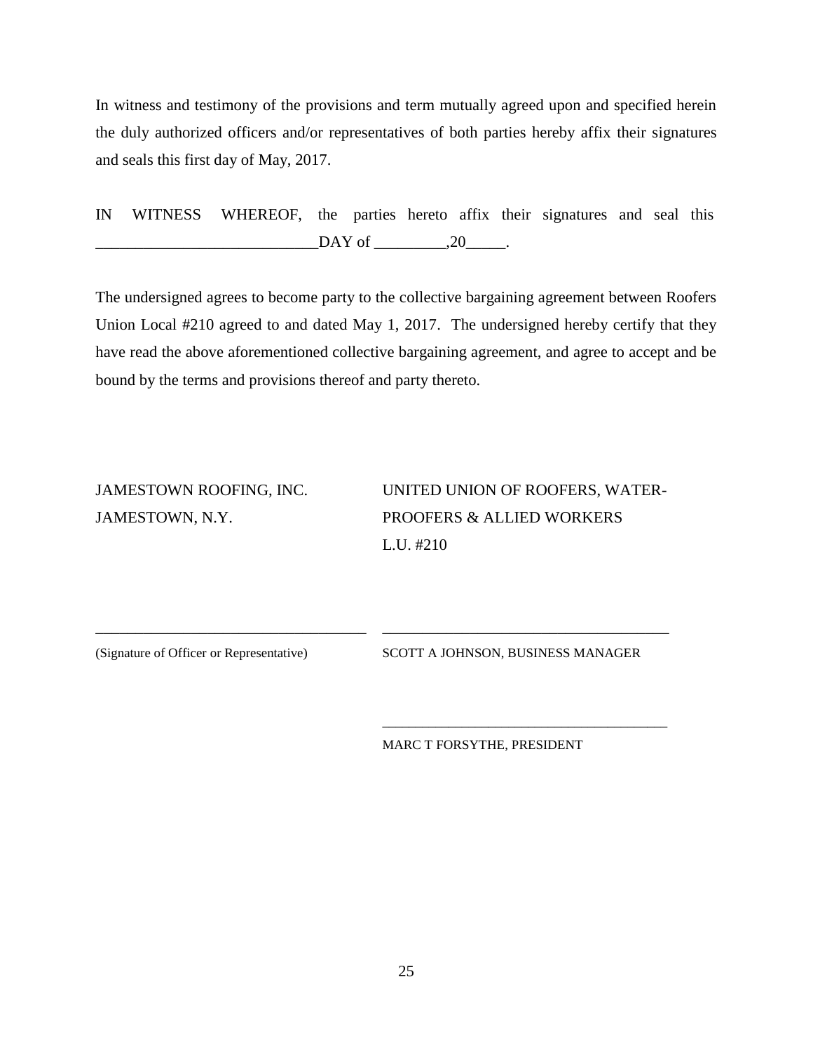In witness and testimony of the provisions and term mutually agreed upon and specified herein the duly authorized officers and/or representatives of both parties hereby affix their signatures and seals this first day of May, 2017.

IN WITNESS WHEREOF, the parties hereto affix their signatures and seal this ____________________________DAY of _________,20_____.

The undersigned agrees to become party to the collective bargaining agreement between Roofers Union Local #210 agreed to and dated May 1, 2017. The undersigned hereby certify that they have read the above aforementioned collective bargaining agreement, and agree to accept and be bound by the terms and provisions thereof and party thereto.

| | |
|---|---|
| JAMESTOWN ROOFING, INC.<br>JAMESTOWN, N.Y. | UNITED UNION OF ROOFERS, WATER-PROOFERS & ALLIED WORKERS<br>L.U. #210 |
| ___________________________________<br>(Signature of Officer or Representative) | ___________________________________<br>SCOTT A JOHNSON, BUSINESS MANAGER |
| | ___________________________________<br>MARC T FORSYTHE, PRESIDENT |